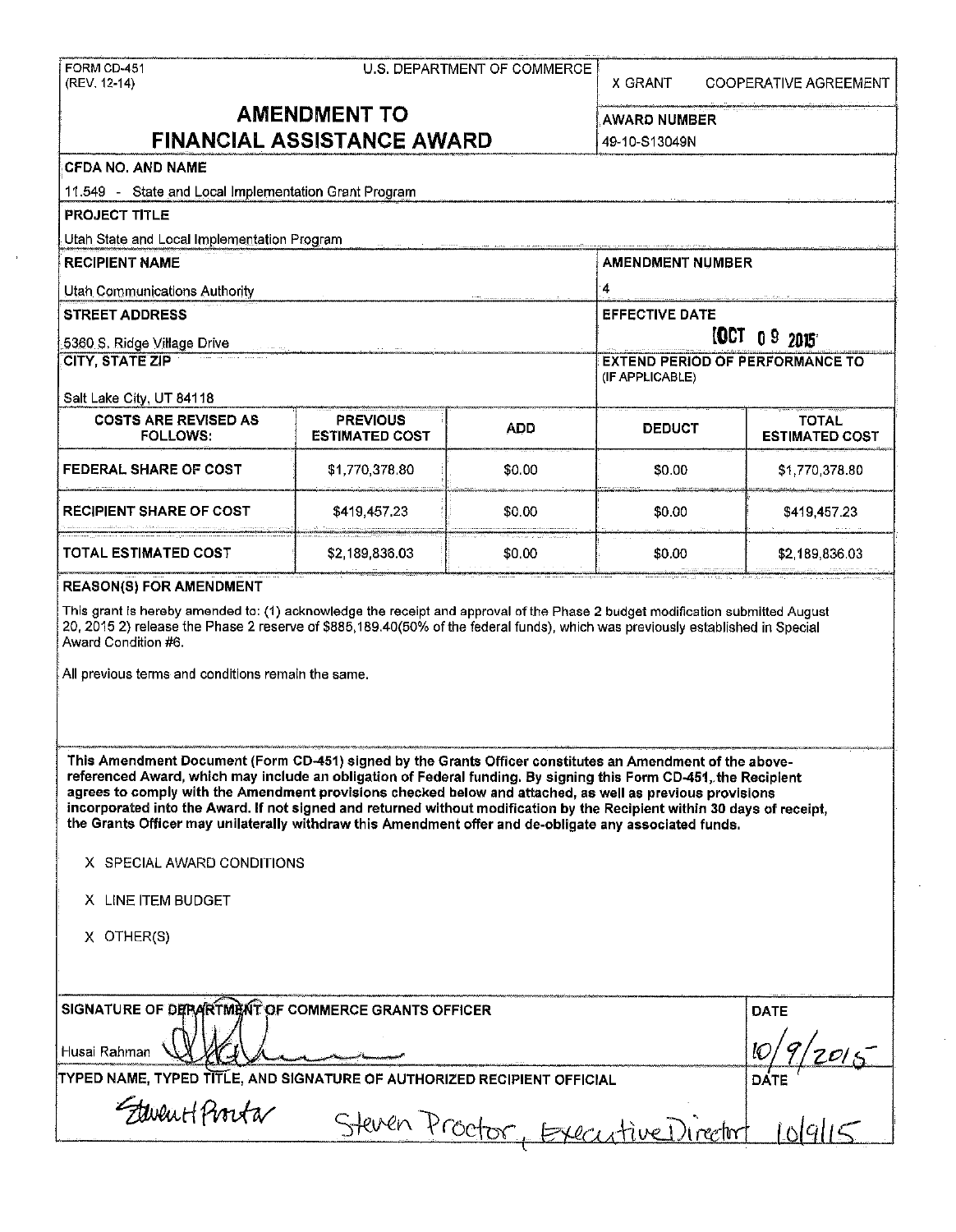FORM CD-451
(REV. 12-14)

U.S. DEPARTMENT OF COMMERCE

X GRANT    COOPERATIVE AGREEMENT

# AMENDMENT TO FINANCIAL ASSISTANCE AWARD

**AWARD NUMBER**
49-10-S13049N

**CFDA NO. AND NAME**
11.549 - State and Local Implementation Grant Program

**PROJECT TITLE**
Utah State and Local Implementation Program

**RECIPIENT NAME**
Utah Communications Authority

**AMENDMENT NUMBER**
4

**STREET ADDRESS**
5360 S. Ridge Village Drive

**EFFECTIVE DATE**
OCT 09 2015

**CITY, STATE ZIP**
Salt Lake City, UT 84118

**EXTEND PERIOD OF PERFORMANCE TO (IF APPLICABLE)**

| COSTS ARE REVISED AS FOLLOWS: | PREVIOUS ESTIMATED COST | ADD | DEDUCT | TOTAL ESTIMATED COST |
|---|---|---|---|---|
| FEDERAL SHARE OF COST | $1,770,378.80 | $0.00 | $0.00 | $1,770,378.80 |
| RECIPIENT SHARE OF COST | $419,457.23 | $0.00 | $0.00 | $419,457.23 |
| TOTAL ESTIMATED COST | $2,189,836.03 | $0.00 | $0.00 | $2,189,836.03 |

**REASON(S) FOR AMENDMENT**

This grant is hereby amended to: (1) acknowledge the receipt and approval of the Phase 2 budget modification submitted August 20, 2015 2) release the Phase 2 reserve of $885,189.40(50% of the federal funds), which was previously established in Special Award Condition #6.

All previous terms and conditions remain the same.

**This Amendment Document (Form CD-451) signed by the Grants Officer constitutes an Amendment of the above-referenced Award, which may include an obligation of Federal funding. By signing this Form CD-451, the Recipient agrees to comply with the Amendment provisions checked below and attached, as well as previous provisions incorporated into the Award. If not signed and returned without modification by the Recipient within 30 days of receipt, the Grants Officer may unilaterally withdraw this Amendment offer and de-obligate any associated funds.**

X SPECIAL AWARD CONDITIONS

X LINE ITEM BUDGET

X OTHER(S)

**SIGNATURE OF DEPARTMENT OF COMMERCE GRANTS OFFICER**
Husai Rahman [signature]

**DATE**
10/9/2015

**TYPED NAME, TYPED TITLE, AND SIGNATURE OF AUTHORIZED RECIPIENT OFFICIAL**
[signature] Steven Proctor, Executive Director

**DATE**
10/9/15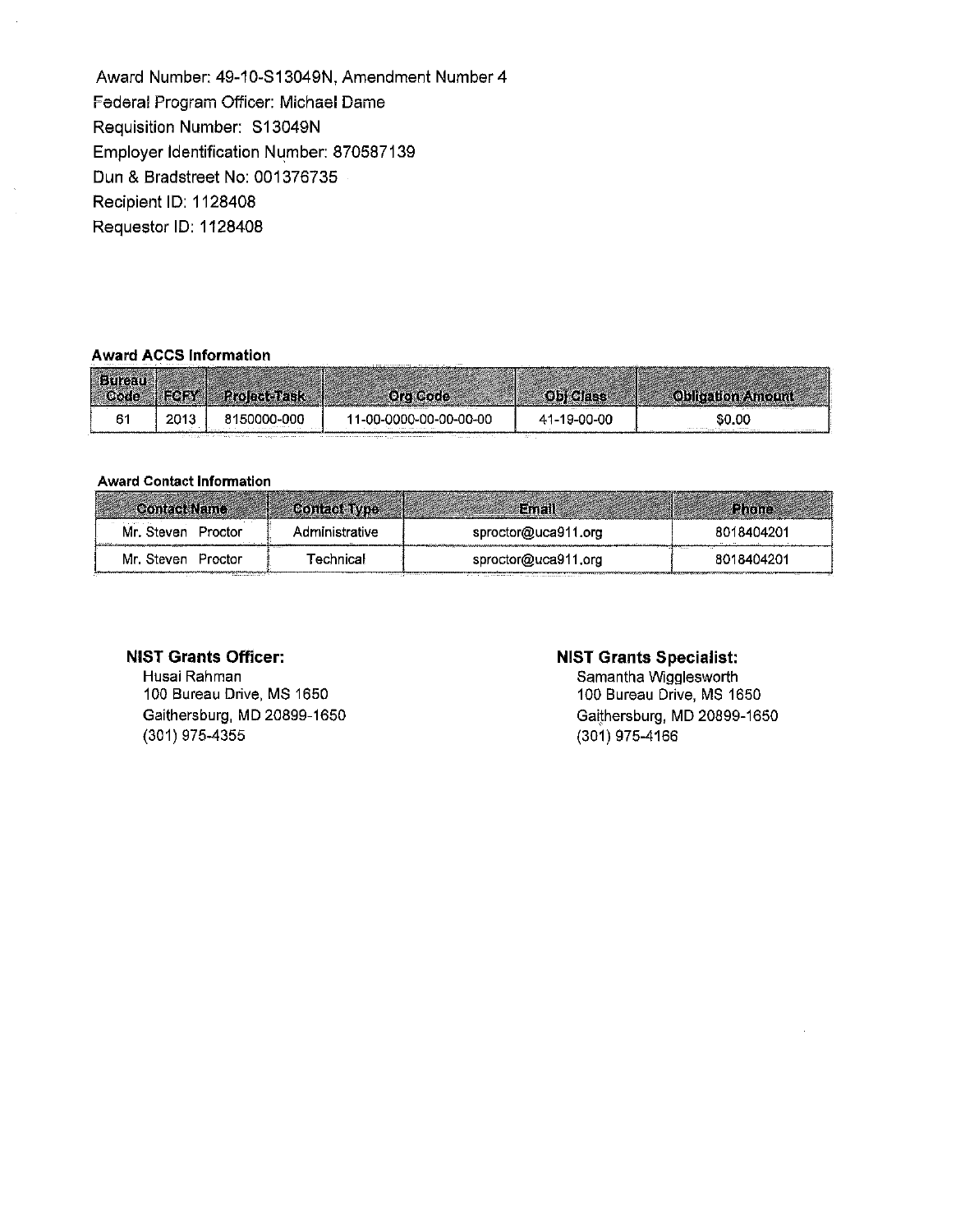Award Number: 49-10-S13049N, Amendment Number 4
Federal Program Officer: Michael Dame
Requisition Number: S13049N
Employer Identification Number: 870587139
Dun & Bradstreet No: 001376735
Recipient ID: 1128408
Requestor ID: 1128408

**Award ACCS Information**

| Bureau Code | FCFY | Project-Task | Org Code | Obj Class | Obligation Amount |
|---|---|---|---|---|---|
| 61 | 2013 | 8150000-000 | 11-00-0000-00-00-00-00 | 41-19-00-00 | $0.00 |

**Award Contact Information**

| Contact Name | Contact Type | Email | Phone |
|---|---|---|---|
| Mr. Steven Proctor | Administrative | sproctor@uca911.org | 8018404201 |
| Mr. Steven Proctor | Technical | sproctor@uca911.org | 8018404201 |

**NIST Grants Officer:**
Husai Rahman
100 Bureau Drive, MS 1650
Gaithersburg, MD 20899-1650
(301) 975-4355

**NIST Grants Specialist:**
Samantha Wigglesworth
100 Bureau Drive, MS 1650
Gaithersburg, MD 20899-1650
(301) 975-4166